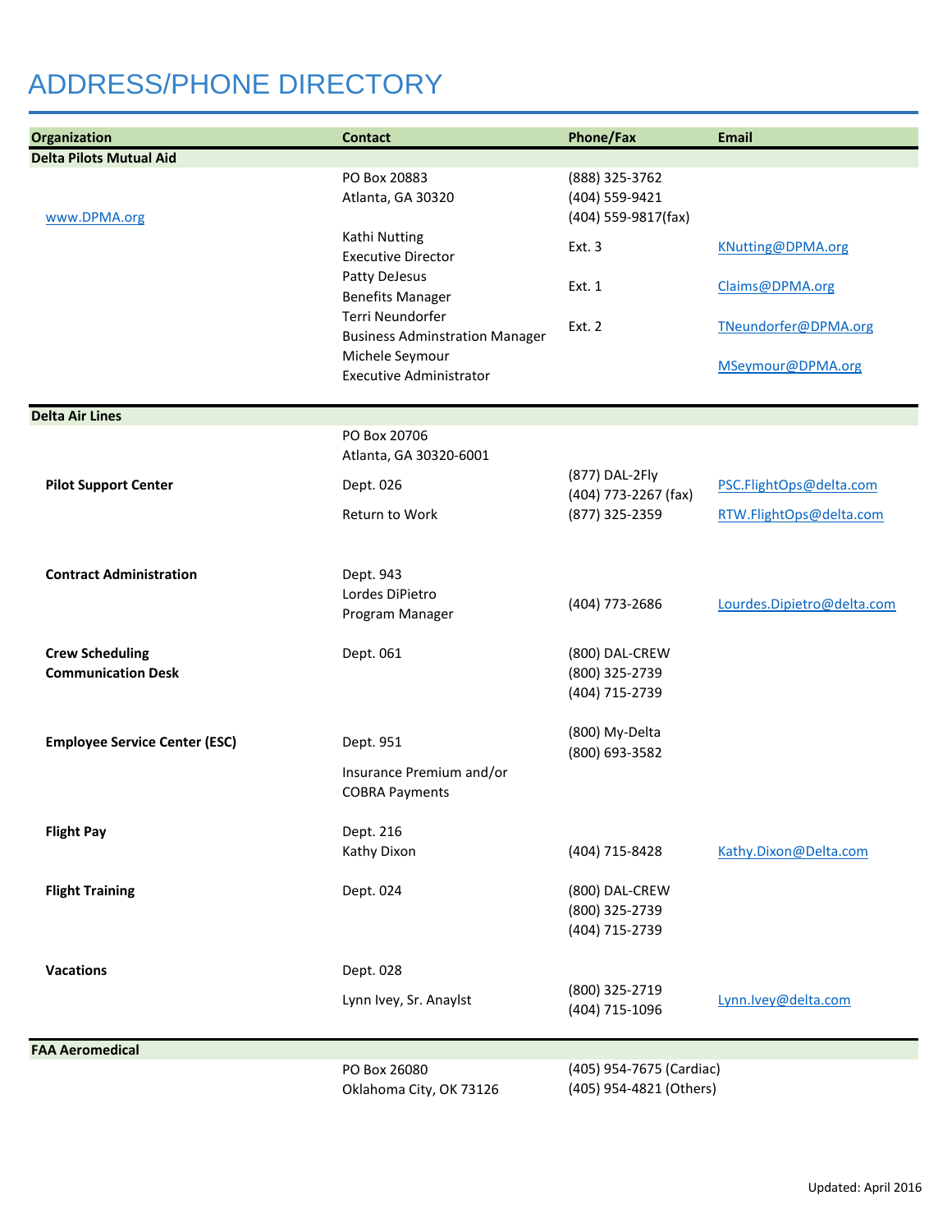# ADDRESS/PHONE DIRECTORY

| Organization | Contact | Phone/Fax | Email |
|---|---|---|---|
| **Delta Pilots Mutual Aid** | | | |
| www.DPMA.org | PO Box 20883<br>Atlanta, GA 30320 | (888) 325-3762<br>(404) 559-9421<br>(404) 559-9817(fax) | |
| | Kathi Nutting<br>Executive Director | Ext. 3 | KNutting@DPMA.org |
| | Patty DeJesus<br>Benefits Manager | Ext. 1 | Claims@DPMA.org |
| | Terri Neundorfer<br>Business Adminstration Manager | Ext. 2 | TNeundorfer@DPMA.org |
| | Michele Seymour<br>Executive Administrator | | MSeymour@DPMA.org |
| **Delta Air Lines** | | | |
| | PO Box 20706<br>Atlanta, GA 30320-6001 | | |
| **Pilot Support Center** | Dept. 026 | (877) DAL-2Fly<br>(404) 773-2267 (fax) | PSC.FlightOps@delta.com |
| | Return to Work | (877) 325-2359 | RTW.FlightOps@delta.com |
| **Contract Administration** | Dept. 943<br>Lordes DiPietro<br>Program Manager | (404) 773-2686 | Lourdes.Dipietro@delta.com |
| **Crew Scheduling Communication Desk** | Dept. 061 | (800) DAL-CREW<br>(800) 325-2739<br>(404) 715-2739 | |
| **Employee Service Center (ESC)** | Dept. 951 | (800) My-Delta<br>(800) 693-3582 | |
| | Insurance Premium and/or COBRA Payments | | |
| **Flight Pay** | Dept. 216<br>Kathy Dixon | (404) 715-8428 | Kathy.Dixon@Delta.com |
| **Flight Training** | Dept. 024 | (800) DAL-CREW<br>(800) 325-2739<br>(404) 715-2739 | |
| **Vacations** | Dept. 028 | | |
| | Lynn Ivey, Sr. Anaylst | (800) 325-2719<br>(404) 715-1096 | Lynn.Ivey@delta.com |
| **FAA Aeromedical** | | | |
| | PO Box 26080<br>Oklahoma City, OK 73126 | (405) 954-7675 (Cardiac)<br>(405) 954-4821 (Others) | |

Updated: April 2016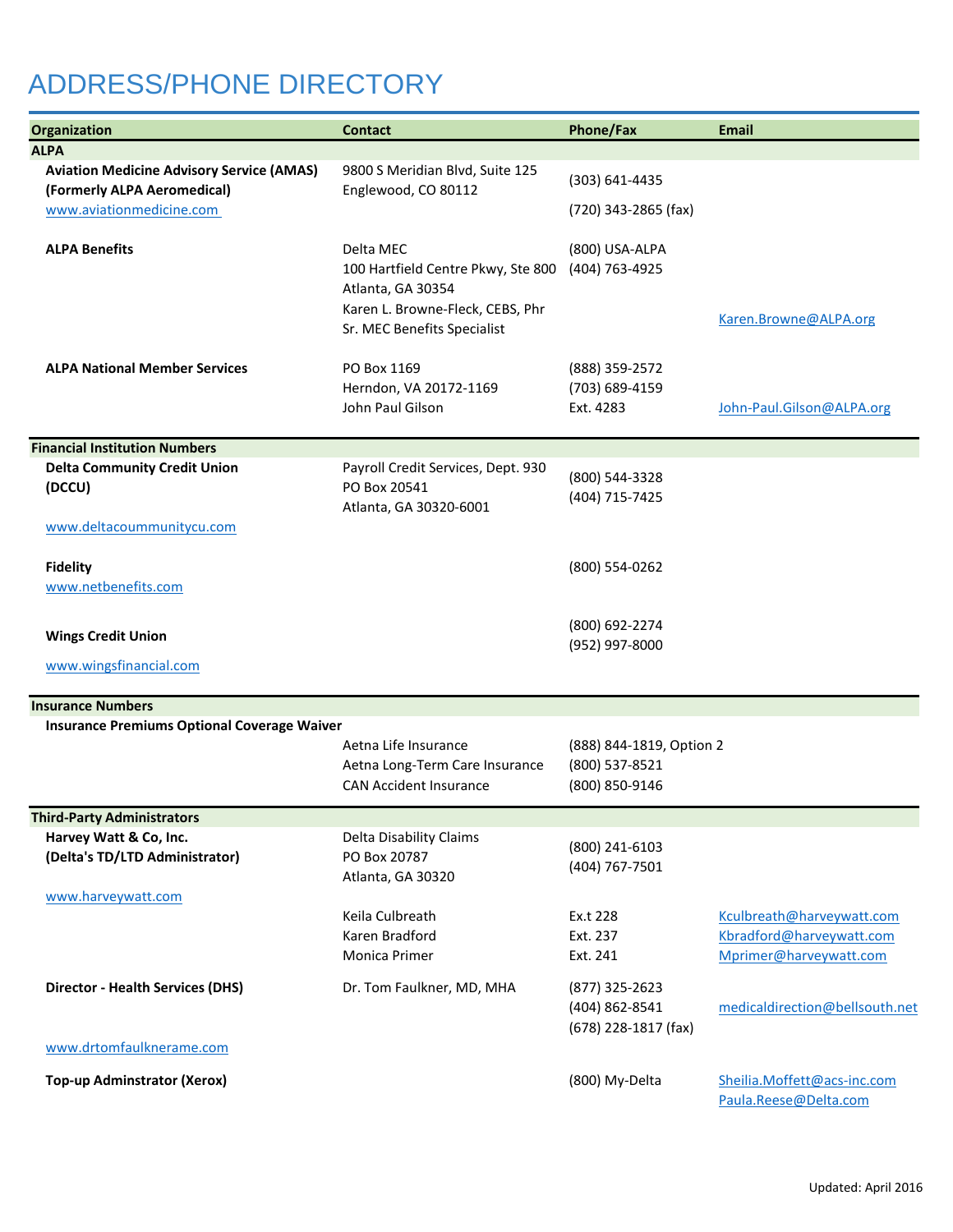# ADDRESS/PHONE DIRECTORY

| Organization | Contact | Phone/Fax | Email |
|---|---|---|---|
| **ALPA** | | | |
| **Aviation Medicine Advisory Service (AMAS) (Formerly ALPA Aeromedical)** | 9800 S Meridian Blvd, Suite 125<br>Englewood, CO 80112 | (303) 641-4435<br>(720) 343-2865 (fax) | |
| www.aviationmedicine.com | | | |
| **ALPA Benefits** | Delta MEC<br>100 Hartfield Centre Pkwy, Ste 800<br>Atlanta, GA 30354<br>Karen L. Browne-Fleck, CEBS, Phr<br>Sr. MEC Benefits Specialist | (800) USA-ALPA<br>(404) 763-4925 | Karen.Browne@ALPA.org |
| **ALPA National Member Services** | PO Box 1169<br>Herndon, VA 20172-1169<br>John Paul Gilson | (888) 359-2572<br>(703) 689-4159<br>Ext. 4283 | John-Paul.Gilson@ALPA.org |
| **Financial Institution Numbers** | | | |
| **Delta Community Credit Union (DCCU)** | Payroll Credit Services, Dept. 930<br>PO Box 20541<br>Atlanta, GA 30320-6001 | (800) 544-3328<br>(404) 715-7425 | |
| www.deltacoummunitycu.com | | | |
| **Fidelity** | | (800) 554-0262 | |
| www.netbenefits.com | | | |
| **Wings Credit Union** | | (800) 692-2274<br>(952) 997-8000 | |
| www.wingsfinancial.com | | | |
| **Insurance Numbers** | | | |
| **Insurance Premiums Optional Coverage Waiver** | | | |
| | Aetna Life Insurance | (888) 844-1819, Option 2 | |
| | Aetna Long-Term Care Insurance | (800) 537-8521 | |
| | CAN Accident Insurance | (800) 850-9146 | |
| **Third-Party Administrators** | | | |
| **Harvey Watt & Co, Inc. (Delta's TD/LTD Administrator)** | Delta Disability Claims<br>PO Box 20787<br>Atlanta, GA 30320 | (800) 241-6103<br>(404) 767-7501 | |
| www.harveywatt.com | | | |
| | Keila Culbreath | Ex.t 228 | Kculbreath@harveywatt.com |
| | Karen Bradford | Ext. 237 | Kbradford@harveywatt.com |
| | Monica Primer | Ext. 241 | Mprimer@harveywatt.com |
| **Director - Health Services (DHS)** | Dr. Tom Faulkner, MD, MHA | (877) 325-2623<br>(404) 862-8541<br>(678) 228-1817 (fax) | medicaldirection@bellsouth.net |
| www.drtomfaulknerame.com | | | |
| **Top-up Adminstrator (Xerox)** | | (800) My-Delta | Sheilia.Moffett@acs-inc.com<br>Paula.Reese@Delta.com |

Updated: April 2016